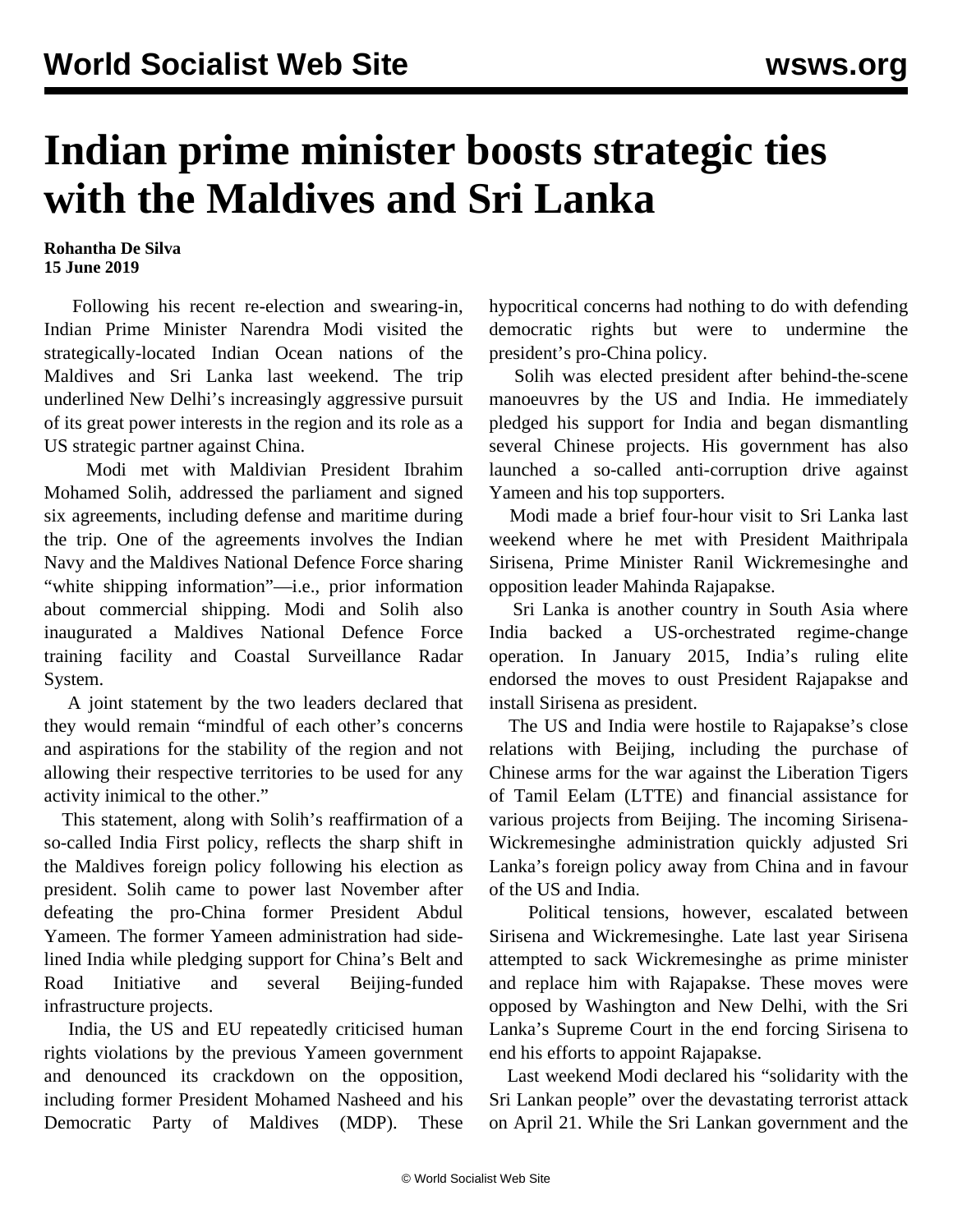# Indian prime minister boosts strategic ties with the Maldives and Sri Lanka

**Rohantha De Silva**
**15 June 2019**

Following his recent re-election and swearing-in, Indian Prime Minister Narendra Modi visited the strategically-located Indian Ocean nations of the Maldives and Sri Lanka last weekend. The trip underlined New Delhi's increasingly aggressive pursuit of its great power interests in the region and its role as a US strategic partner against China.

Modi met with Maldivian President Ibrahim Mohamed Solih, addressed the parliament and signed six agreements, including defense and maritime during the trip. One of the agreements involves the Indian Navy and the Maldives National Defence Force sharing "white shipping information"—i.e., prior information about commercial shipping. Modi and Solih also inaugurated a Maldives National Defence Force training facility and Coastal Surveillance Radar System.

A joint statement by the two leaders declared that they would remain "mindful of each other's concerns and aspirations for the stability of the region and not allowing their respective territories to be used for any activity inimical to the other."

This statement, along with Solih's reaffirmation of a so-called India First policy, reflects the sharp shift in the Maldives foreign policy following his election as president. Solih came to power last November after defeating the pro-China former President Abdul Yameen. The former Yameen administration had side-lined India while pledging support for China's Belt and Road Initiative and several Beijing-funded infrastructure projects.

India, the US and EU repeatedly criticised human rights violations by the previous Yameen government and denounced its crackdown on the opposition, including former President Mohamed Nasheed and his Democratic Party of Maldives (MDP). These hypocritical concerns had nothing to do with defending democratic rights but were to undermine the president's pro-China policy.

Solih was elected president after behind-the-scene manoeuvres by the US and India. He immediately pledged his support for India and began dismantling several Chinese projects. His government has also launched a so-called anti-corruption drive against Yameen and his top supporters.

Modi made a brief four-hour visit to Sri Lanka last weekend where he met with President Maithripala Sirisena, Prime Minister Ranil Wickremesinghe and opposition leader Mahinda Rajapakse.

Sri Lanka is another country in South Asia where India backed a US-orchestrated regime-change operation. In January 2015, India's ruling elite endorsed the moves to oust President Rajapakse and install Sirisena as president.

The US and India were hostile to Rajapakse's close relations with Beijing, including the purchase of Chinese arms for the war against the Liberation Tigers of Tamil Eelam (LTTE) and financial assistance for various projects from Beijing. The incoming Sirisena-Wickremesinghe administration quickly adjusted Sri Lanka's foreign policy away from China and in favour of the US and India.

Political tensions, however, escalated between Sirisena and Wickremesinghe. Late last year Sirisena attempted to sack Wickremesinghe as prime minister and replace him with Rajapakse. These moves were opposed by Washington and New Delhi, with the Sri Lanka's Supreme Court in the end forcing Sirisena to end his efforts to appoint Rajapakse.

Last weekend Modi declared his "solidarity with the Sri Lankan people" over the devastating terrorist attack on April 21. While the Sri Lankan government and the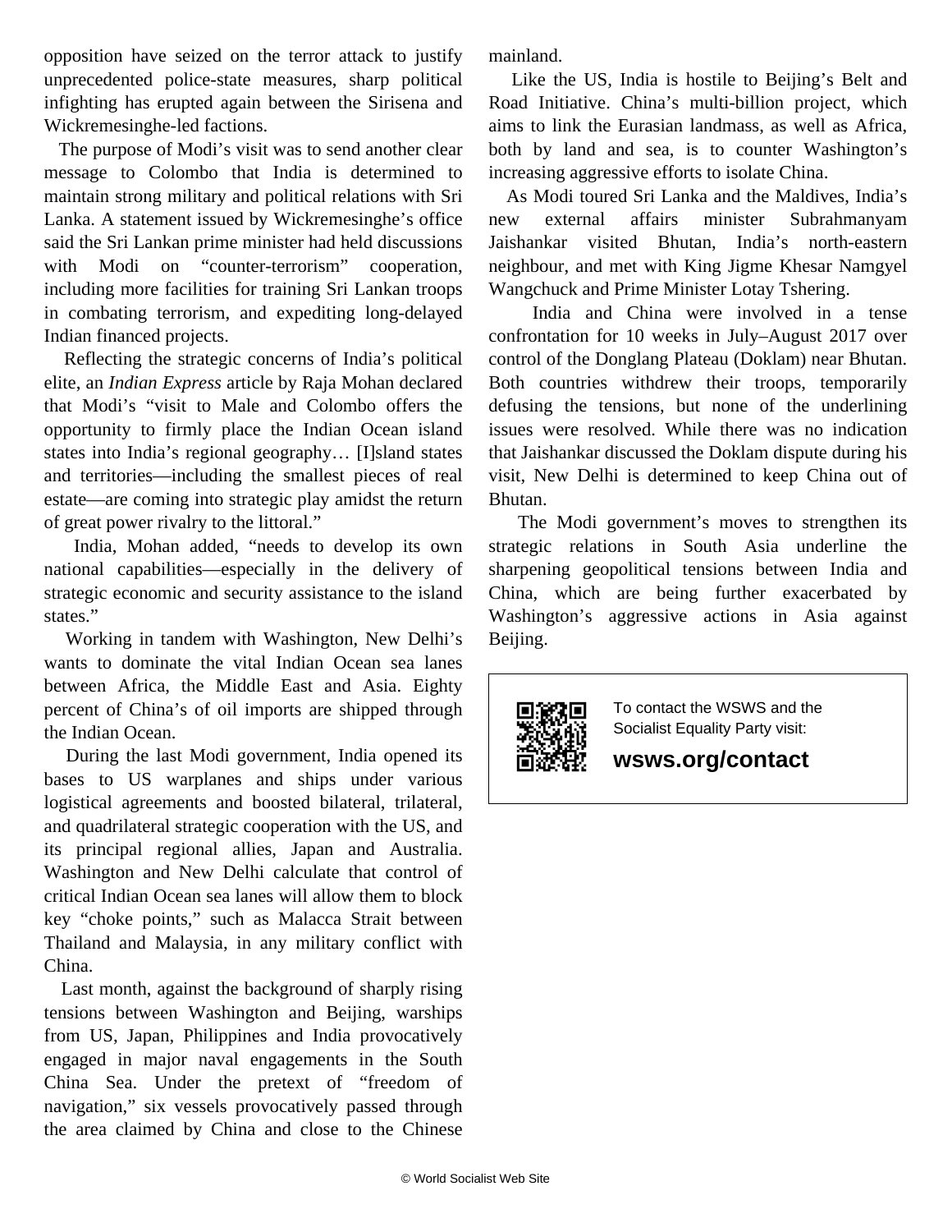opposition have seized on the terror attack to justify unprecedented police-state measures, sharp political infighting has erupted again between the Sirisena and Wickremesinghe-led factions.

The purpose of Modi's visit was to send another clear message to Colombo that India is determined to maintain strong military and political relations with Sri Lanka. A statement issued by Wickremesinghe's office said the Sri Lankan prime minister had held discussions with Modi on "counter-terrorism" cooperation, including more facilities for training Sri Lankan troops in combating terrorism, and expediting long-delayed Indian financed projects.

Reflecting the strategic concerns of India's political elite, an *Indian Express* article by Raja Mohan declared that Modi's "visit to Male and Colombo offers the opportunity to firmly place the Indian Ocean island states into India's regional geography… [I]sland states and territories—including the smallest pieces of real estate—are coming into strategic play amidst the return of great power rivalry to the littoral."

India, Mohan added, "needs to develop its own national capabilities—especially in the delivery of strategic economic and security assistance to the island states."

Working in tandem with Washington, New Delhi's wants to dominate the vital Indian Ocean sea lanes between Africa, the Middle East and Asia. Eighty percent of China's of oil imports are shipped through the Indian Ocean.

During the last Modi government, India opened its bases to US warplanes and ships under various logistical agreements and boosted bilateral, trilateral, and quadrilateral strategic cooperation with the US, and its principal regional allies, Japan and Australia. Washington and New Delhi calculate that control of critical Indian Ocean sea lanes will allow them to block key "choke points," such as Malacca Strait between Thailand and Malaysia, in any military conflict with China.

Last month, against the background of sharply rising tensions between Washington and Beijing, warships from US, Japan, Philippines and India provocatively engaged in major naval engagements in the South China Sea. Under the pretext of "freedom of navigation," six vessels provocatively passed through the area claimed by China and close to the Chinese mainland.

Like the US, India is hostile to Beijing's Belt and Road Initiative. China's multi-billion project, which aims to link the Eurasian landmass, as well as Africa, both by land and sea, is to counter Washington's increasing aggressive efforts to isolate China.

As Modi toured Sri Lanka and the Maldives, India's new external affairs minister Subrahmanyam Jaishankar visited Bhutan, India's north-eastern neighbour, and met with King Jigme Khesar Namgyel Wangchuck and Prime Minister Lotay Tshering.

India and China were involved in a tense confrontation for 10 weeks in July–August 2017 over control of the Donglang Plateau (Doklam) near Bhutan. Both countries withdrew their troops, temporarily defusing the tensions, but none of the underlining issues were resolved. While there was no indication that Jaishankar discussed the Doklam dispute during his visit, New Delhi is determined to keep China out of Bhutan.

The Modi government's moves to strengthen its strategic relations in South Asia underline the sharpening geopolitical tensions between India and China, which are being further exacerbated by Washington's aggressive actions in Asia against Beijing.

To contact the WSWS and the Socialist Equality Party visit:

**wsws.org/contact**